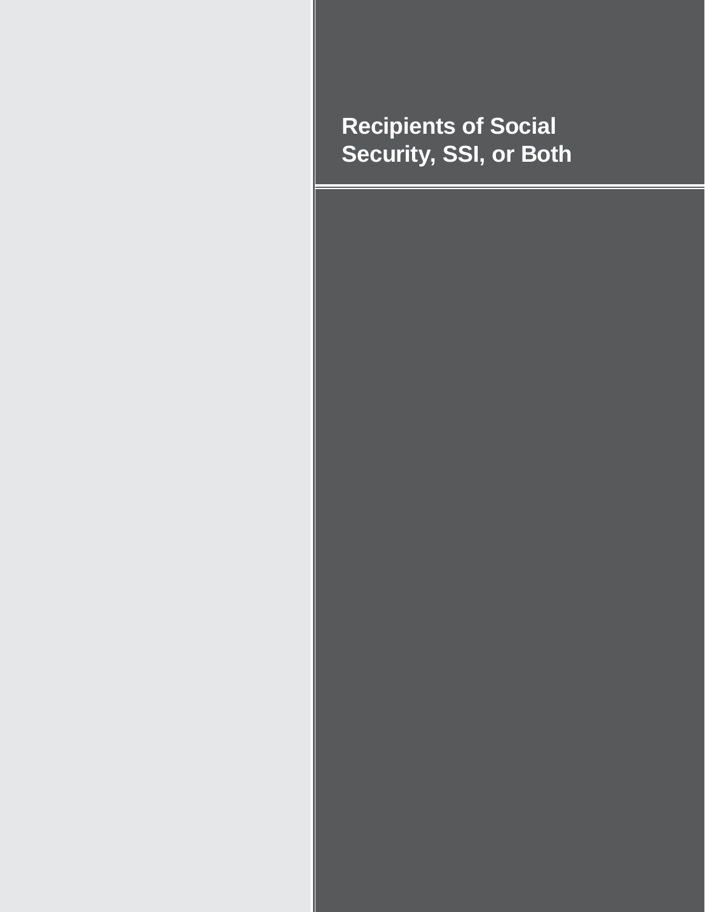# Recipients of Social Security, SSI, or Both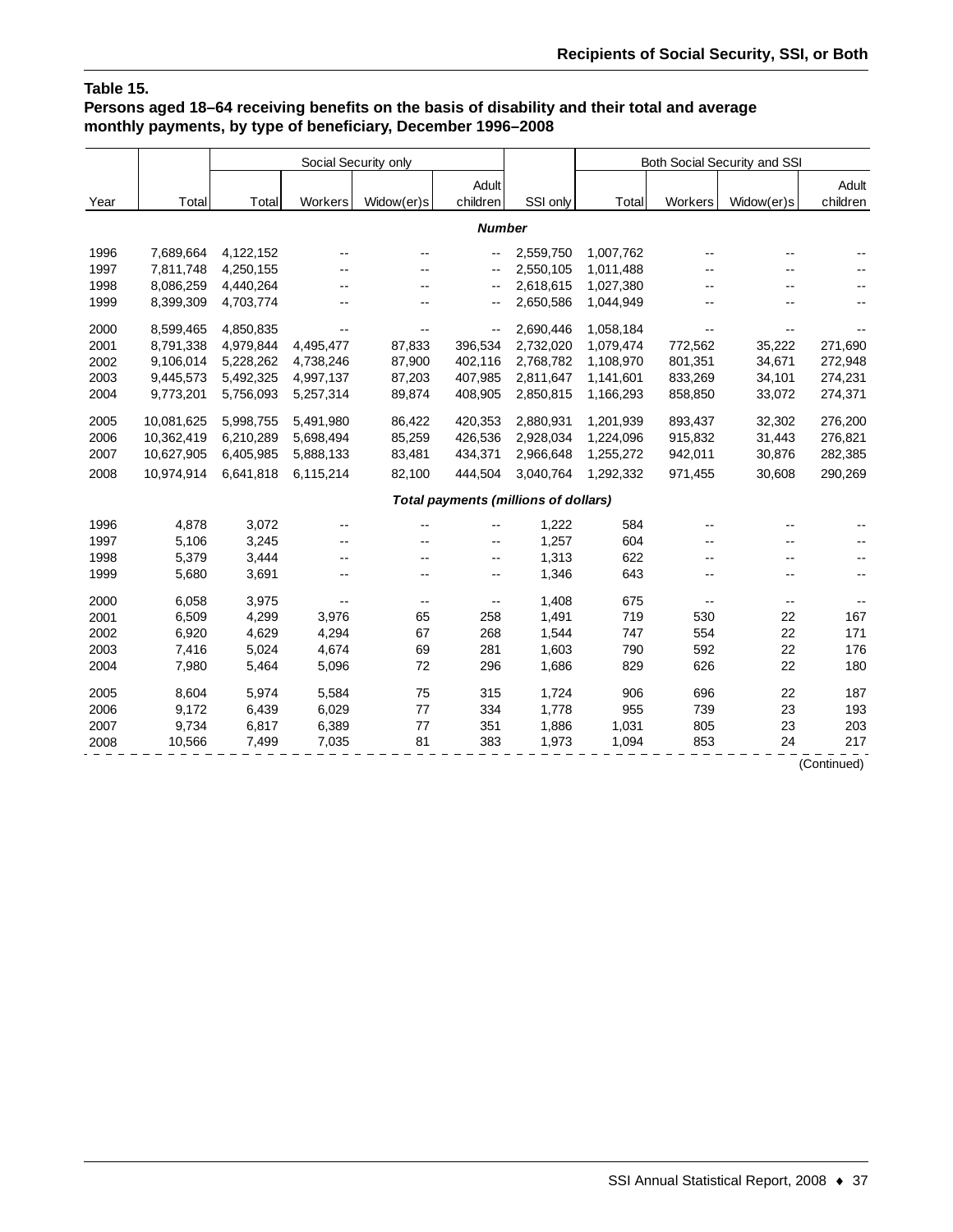**Table 15.**
**Persons aged 18–64 receiving benefits on the basis of disability and their total and average monthly payments, by type of beneficiary, December 1996–2008**

| Year | Total | Social Security only | | | | SSI only | Both Social Security and SSI | | | |
|---|---|---|---|---|---|---|---|---|---|---|
| | | Total | Workers | Widow(er)s | Adult children | | Total | Workers | Widow(er)s | Adult children |
| | | | | | ***Number*** | | | | | |
| 1996 | 7,689,664 | 4,122,152 | -- | -- | -- | 2,559,750 | 1,007,762 | -- | -- | -- |
| 1997 | 7,811,748 | 4,250,155 | -- | -- | -- | 2,550,105 | 1,011,488 | -- | -- | -- |
| 1998 | 8,086,259 | 4,440,264 | -- | -- | -- | 2,618,615 | 1,027,380 | -- | -- | -- |
| 1999 | 8,399,309 | 4,703,774 | -- | -- | -- | 2,650,586 | 1,044,949 | -- | -- | -- |
| 2000 | 8,599,465 | 4,850,835 | -- | -- | -- | 2,690,446 | 1,058,184 | -- | -- | -- |
| 2001 | 8,791,338 | 4,979,844 | 4,495,477 | 87,833 | 396,534 | 2,732,020 | 1,079,474 | 772,562 | 35,222 | 271,690 |
| 2002 | 9,106,014 | 5,228,262 | 4,738,246 | 87,900 | 402,116 | 2,768,782 | 1,108,970 | 801,351 | 34,671 | 272,948 |
| 2003 | 9,445,573 | 5,492,325 | 4,997,137 | 87,203 | 407,985 | 2,811,647 | 1,141,601 | 833,269 | 34,101 | 274,231 |
| 2004 | 9,773,201 | 5,756,093 | 5,257,314 | 89,874 | 408,905 | 2,850,815 | 1,166,293 | 858,850 | 33,072 | 274,371 |
| 2005 | 10,081,625 | 5,998,755 | 5,491,980 | 86,422 | 420,353 | 2,880,931 | 1,201,939 | 893,437 | 32,302 | 276,200 |
| 2006 | 10,362,419 | 6,210,289 | 5,698,494 | 85,259 | 426,536 | 2,928,034 | 1,224,096 | 915,832 | 31,443 | 276,821 |
| 2007 | 10,627,905 | 6,405,985 | 5,888,133 | 83,481 | 434,371 | 2,966,648 | 1,255,272 | 942,011 | 30,876 | 282,385 |
| 2008 | 10,974,914 | 6,641,818 | 6,115,214 | 82,100 | 444,504 | 3,040,764 | 1,292,332 | 971,455 | 30,608 | 290,269 |
| | | | | | ***Total payments (millions of dollars)*** | | | | | |
| 1996 | 4,878 | 3,072 | -- | -- | -- | 1,222 | 584 | -- | -- | -- |
| 1997 | 5,106 | 3,245 | -- | -- | -- | 1,257 | 604 | -- | -- | -- |
| 1998 | 5,379 | 3,444 | -- | -- | -- | 1,313 | 622 | -- | -- | -- |
| 1999 | 5,680 | 3,691 | -- | -- | -- | 1,346 | 643 | -- | -- | -- |
| 2000 | 6,058 | 3,975 | -- | -- | -- | 1,408 | 675 | -- | -- | -- |
| 2001 | 6,509 | 4,299 | 3,976 | 65 | 258 | 1,491 | 719 | 530 | 22 | 167 |
| 2002 | 6,920 | 4,629 | 4,294 | 67 | 268 | 1,544 | 747 | 554 | 22 | 171 |
| 2003 | 7,416 | 5,024 | 4,674 | 69 | 281 | 1,603 | 790 | 592 | 22 | 176 |
| 2004 | 7,980 | 5,464 | 5,096 | 72 | 296 | 1,686 | 829 | 626 | 22 | 180 |
| 2005 | 8,604 | 5,974 | 5,584 | 75 | 315 | 1,724 | 906 | 696 | 22 | 187 |
| 2006 | 9,172 | 6,439 | 6,029 | 77 | 334 | 1,778 | 955 | 739 | 23 | 193 |
| 2007 | 9,734 | 6,817 | 6,389 | 77 | 351 | 1,886 | 1,031 | 805 | 23 | 203 |
| 2008 | 10,566 | 7,499 | 7,035 | 81 | 383 | 1,973 | 1,094 | 853 | 24 | 217 |

(Continued)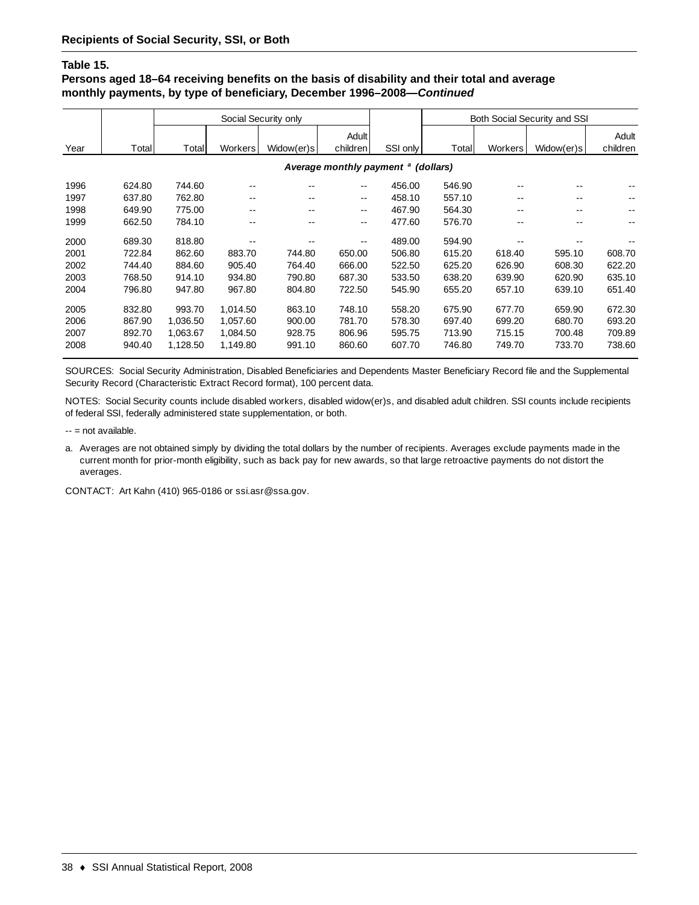**Recipients of Social Security, SSI, or Both**

**Table 15.**
**Persons aged 18–64 receiving benefits on the basis of disability and their total and average monthly payments, by type of beneficiary, December 1996–2008—*Continued***

| Year | Total | Social Security only | | | | SSI only | Both Social Security and SSI | | | |
|---|---|---|---|---|---|---|---|---|---|---|
| | | Total | Workers | Widow(er)s | Adult children | | Total | Workers | Widow(er)s | Adult children |
| | | | | | ***Average monthly payment [a] (dollars)*** | | | | | |
| 1996 | 624.80 | 744.60 | -- | -- | -- | 456.00 | 546.90 | -- | -- | -- |
| 1997 | 637.80 | 762.80 | -- | -- | -- | 458.10 | 557.10 | -- | -- | -- |
| 1998 | 649.90 | 775.00 | -- | -- | -- | 467.90 | 564.30 | -- | -- | -- |
| 1999 | 662.50 | 784.10 | -- | -- | -- | 477.60 | 576.70 | -- | -- | -- |
| 2000 | 689.30 | 818.80 | -- | -- | -- | 489.00 | 594.90 | -- | -- | -- |
| 2001 | 722.84 | 862.60 | 883.70 | 744.80 | 650.00 | 506.80 | 615.20 | 618.40 | 595.10 | 608.70 |
| 2002 | 744.40 | 884.60 | 905.40 | 764.40 | 666.00 | 522.50 | 625.20 | 626.90 | 608.30 | 622.20 |
| 2003 | 768.50 | 914.10 | 934.80 | 790.80 | 687.30 | 533.50 | 638.20 | 639.90 | 620.90 | 635.10 |
| 2004 | 796.80 | 947.80 | 967.80 | 804.80 | 722.50 | 545.90 | 655.20 | 657.10 | 639.10 | 651.40 |
| 2005 | 832.80 | 993.70 | 1,014.50 | 863.10 | 748.10 | 558.20 | 675.90 | 677.70 | 659.90 | 672.30 |
| 2006 | 867.90 | 1,036.50 | 1,057.60 | 900.00 | 781.70 | 578.30 | 697.40 | 699.20 | 680.70 | 693.20 |
| 2007 | 892.70 | 1,063.67 | 1,084.50 | 928.75 | 806.96 | 595.75 | 713.90 | 715.15 | 700.48 | 709.89 |
| 2008 | 940.40 | 1,128.50 | 1,149.80 | 991.10 | 860.60 | 607.70 | 746.80 | 749.70 | 733.70 | 738.60 |

SOURCES: Social Security Administration, Disabled Beneficiaries and Dependents Master Beneficiary Record file and the Supplemental Security Record (Characteristic Extract Record format), 100 percent data.

NOTES: Social Security counts include disabled workers, disabled widow(er)s, and disabled adult children. SSI counts include recipients of federal SSI, federally administered state supplementation, or both.

-- = not available.

a. Averages are not obtained simply by dividing the total dollars by the number of recipients. Averages exclude payments made in the current month for prior-month eligibility, such as back pay for new awards, so that large retroactive payments do not distort the averages.

CONTACT: Art Kahn (410) 965-0186 or ssi.asr@ssa.gov.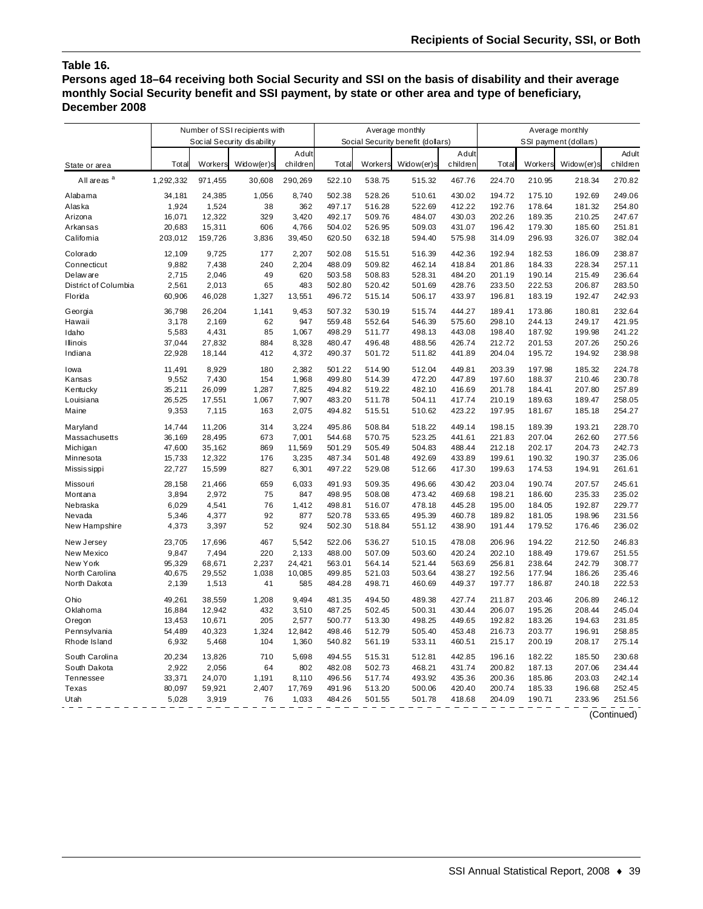## Table 16.

**Persons aged 18–64 receiving both Social Security and SSI on the basis of disability and their average monthly Social Security benefit and SSI payment, by state or other area and type of beneficiary, December 2008**

| State or area | Number of SSI recipients with Social Security disability | | | | Average monthly Social Security benefit (dollars) | | | | Average monthly SSI payment (dollars) | | | |
|---|---|---|---|---|---|---|---|---|---|---|---|---|
| | Total | Workers | Widow(er)s | Adult children | Total | Workers | Widow(er)s | Adult children | Total | Workers | Widow(er)s | Adult children |
| All areas [a] | 1,292,332 | 971,455 | 30,608 | 290,269 | 522.10 | 538.75 | 515.32 | 467.76 | 224.70 | 210.95 | 218.34 | 270.82 |
| Alabama | 34,181 | 24,385 | 1,056 | 8,740 | 502.38 | 528.26 | 510.61 | 430.02 | 194.72 | 175.10 | 192.69 | 249.06 |
| Alaska | 1,924 | 1,524 | 38 | 362 | 497.17 | 516.28 | 522.69 | 412.22 | 192.76 | 178.64 | 181.32 | 254.80 |
| Arizona | 16,071 | 12,322 | 329 | 3,420 | 492.17 | 509.76 | 484.07 | 430.03 | 202.26 | 189.35 | 210.25 | 247.67 |
| Arkansas | 20,683 | 15,311 | 606 | 4,766 | 504.02 | 526.95 | 509.03 | 431.07 | 196.42 | 179.30 | 185.60 | 251.81 |
| California | 203,012 | 159,726 | 3,836 | 39,450 | 620.50 | 632.18 | 594.40 | 575.98 | 314.09 | 296.93 | 326.07 | 382.04 |
| Colorado | 12,109 | 9,725 | 177 | 2,207 | 502.08 | 515.51 | 516.39 | 442.36 | 192.94 | 182.53 | 186.09 | 238.87 |
| Connecticut | 9,882 | 7,438 | 240 | 2,204 | 488.09 | 509.82 | 462.14 | 418.84 | 201.86 | 184.33 | 228.34 | 257.11 |
| Delaware | 2,715 | 2,046 | 49 | 620 | 503.58 | 508.83 | 528.31 | 484.20 | 201.19 | 190.14 | 215.49 | 236.64 |
| District of Columbia | 2,561 | 2,013 | 65 | 483 | 502.80 | 520.42 | 501.69 | 428.76 | 233.50 | 222.53 | 206.87 | 283.50 |
| Florida | 60,906 | 46,028 | 1,327 | 13,551 | 496.72 | 515.14 | 506.17 | 433.97 | 196.81 | 183.19 | 192.47 | 242.93 |
| Georgia | 36,798 | 26,204 | 1,141 | 9,453 | 507.32 | 530.19 | 515.74 | 444.27 | 189.41 | 173.86 | 180.81 | 232.64 |
| Hawaii | 3,178 | 2,169 | 62 | 947 | 559.48 | 552.64 | 546.39 | 575.60 | 298.10 | 244.13 | 249.17 | 421.95 |
| Idaho | 5,583 | 4,431 | 85 | 1,067 | 498.29 | 511.77 | 498.13 | 443.08 | 198.40 | 187.92 | 199.98 | 241.22 |
| Illinois | 37,044 | 27,832 | 884 | 8,328 | 480.47 | 496.48 | 488.56 | 426.74 | 212.72 | 201.53 | 207.26 | 250.26 |
| Indiana | 22,928 | 18,144 | 412 | 4,372 | 490.37 | 501.72 | 511.82 | 441.89 | 204.04 | 195.72 | 194.92 | 238.98 |
| Iowa | 11,491 | 8,929 | 180 | 2,382 | 501.22 | 514.90 | 512.04 | 449.81 | 203.39 | 197.98 | 185.32 | 224.78 |
| Kansas | 9,552 | 7,430 | 154 | 1,968 | 499.80 | 514.39 | 472.20 | 447.89 | 197.60 | 188.37 | 210.46 | 230.78 |
| Kentucky | 35,211 | 26,099 | 1,287 | 7,825 | 494.82 | 519.22 | 482.10 | 416.69 | 201.78 | 184.41 | 207.80 | 257.89 |
| Louisiana | 26,525 | 17,551 | 1,067 | 7,907 | 483.20 | 511.78 | 504.11 | 417.74 | 210.19 | 189.63 | 189.47 | 258.05 |
| Maine | 9,353 | 7,115 | 163 | 2,075 | 494.82 | 515.51 | 510.62 | 423.22 | 197.95 | 181.67 | 185.18 | 254.27 |
| Maryland | 14,744 | 11,206 | 314 | 3,224 | 495.86 | 508.84 | 518.22 | 449.14 | 198.15 | 189.39 | 193.21 | 228.70 |
| Massachusetts | 36,169 | 28,495 | 673 | 7,001 | 544.68 | 570.75 | 523.25 | 441.61 | 221.83 | 207.04 | 262.60 | 277.56 |
| Michigan | 47,600 | 35,162 | 869 | 11,569 | 501.29 | 505.49 | 504.83 | 488.44 | 212.18 | 202.17 | 204.73 | 242.73 |
| Minnesota | 15,733 | 12,322 | 176 | 3,235 | 487.34 | 501.48 | 492.69 | 433.89 | 199.61 | 190.32 | 190.37 | 235.06 |
| Mississippi | 22,727 | 15,599 | 827 | 6,301 | 497.22 | 529.08 | 512.66 | 417.30 | 199.63 | 174.53 | 194.91 | 261.61 |
| Missouri | 28,158 | 21,466 | 659 | 6,033 | 491.93 | 509.35 | 496.66 | 430.42 | 203.04 | 190.74 | 207.57 | 245.61 |
| Montana | 3,894 | 2,972 | 75 | 847 | 498.95 | 508.08 | 473.42 | 469.68 | 198.21 | 186.60 | 235.33 | 235.02 |
| Nebraska | 6,029 | 4,541 | 76 | 1,412 | 498.81 | 516.07 | 478.18 | 445.28 | 195.00 | 184.05 | 192.87 | 229.77 |
| Nevada | 5,346 | 4,377 | 92 | 877 | 520.78 | 533.65 | 495.39 | 460.78 | 189.82 | 181.05 | 198.96 | 231.56 |
| New Hampshire | 4,373 | 3,397 | 52 | 924 | 502.30 | 518.84 | 551.12 | 438.90 | 191.44 | 179.52 | 176.46 | 236.02 |
| New Jersey | 23,705 | 17,696 | 467 | 5,542 | 522.06 | 536.27 | 510.15 | 478.08 | 206.96 | 194.22 | 212.50 | 246.83 |
| New Mexico | 9,847 | 7,494 | 220 | 2,133 | 488.00 | 507.09 | 503.60 | 420.24 | 202.10 | 188.49 | 179.67 | 251.55 |
| New York | 95,329 | 68,671 | 2,237 | 24,421 | 563.01 | 564.14 | 521.44 | 563.69 | 256.81 | 238.64 | 242.79 | 308.77 |
| North Carolina | 40,675 | 29,552 | 1,038 | 10,085 | 499.85 | 521.03 | 503.64 | 438.27 | 192.56 | 177.94 | 186.26 | 235.46 |
| North Dakota | 2,139 | 1,513 | 41 | 585 | 484.28 | 498.71 | 460.69 | 449.37 | 197.77 | 186.87 | 240.18 | 222.53 |
| Ohio | 49,261 | 38,559 | 1,208 | 9,494 | 481.35 | 494.50 | 489.38 | 427.74 | 211.87 | 203.46 | 206.89 | 246.12 |
| Oklahoma | 16,884 | 12,942 | 432 | 3,510 | 487.25 | 502.45 | 500.31 | 430.44 | 206.07 | 195.26 | 208.44 | 245.04 |
| Oregon | 13,453 | 10,671 | 205 | 2,577 | 500.77 | 513.30 | 498.25 | 449.65 | 192.82 | 183.26 | 194.63 | 231.85 |
| Pennsylvania | 54,489 | 40,323 | 1,324 | 12,842 | 498.46 | 512.79 | 505.40 | 453.48 | 216.73 | 203.77 | 196.91 | 258.85 |
| Rhode Island | 6,932 | 5,468 | 104 | 1,360 | 540.82 | 561.19 | 533.11 | 460.51 | 215.17 | 200.19 | 208.17 | 275.14 |
| South Carolina | 20,234 | 13,826 | 710 | 5,698 | 494.55 | 515.31 | 512.81 | 442.85 | 196.16 | 182.22 | 185.50 | 230.68 |
| South Dakota | 2,922 | 2,056 | 64 | 802 | 482.08 | 502.73 | 468.21 | 431.74 | 200.82 | 187.13 | 207.06 | 234.44 |
| Tennessee | 33,371 | 24,070 | 1,191 | 8,110 | 496.56 | 517.74 | 493.92 | 435.36 | 200.36 | 185.86 | 203.03 | 242.14 |
| Texas | 80,097 | 59,921 | 2,407 | 17,769 | 491.96 | 513.20 | 500.06 | 420.40 | 200.74 | 185.33 | 196.68 | 252.45 |
| Utah | 5,028 | 3,919 | 76 | 1,033 | 484.26 | 501.55 | 501.78 | 418.68 | 204.09 | 190.71 | 233.96 | 251.56 |

(Continued)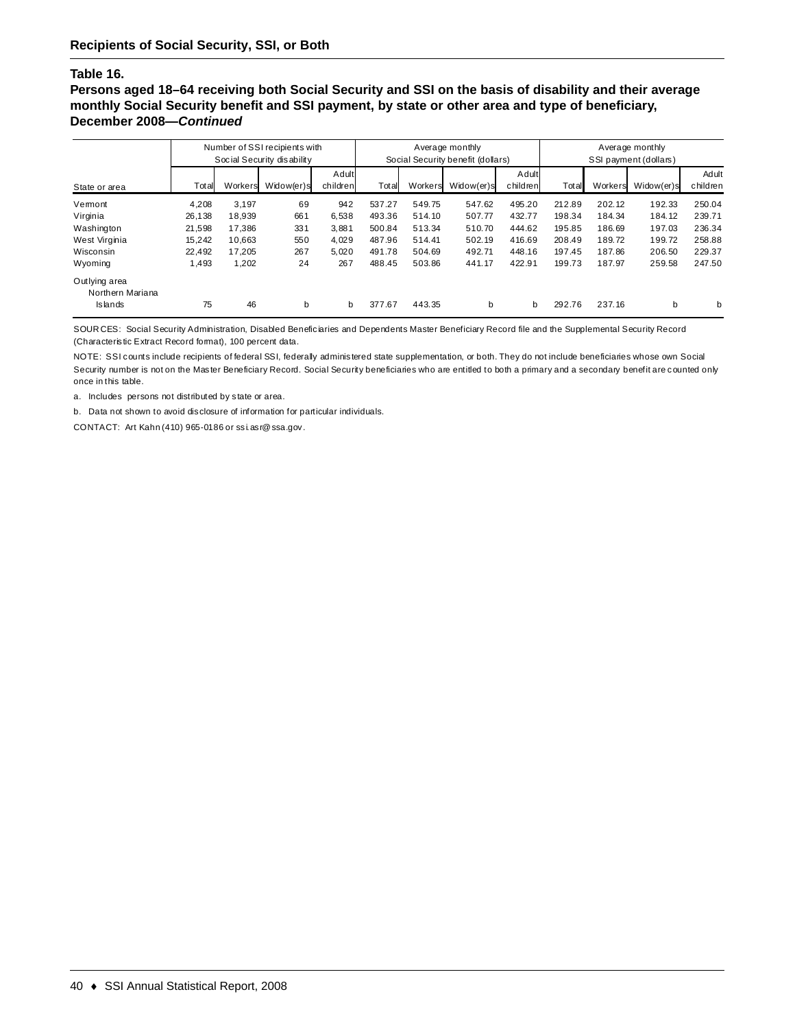**Recipients of Social Security, SSI, or Both**

**Table 16.**
**Persons aged 18–64 receiving both Social Security and SSI on the basis of disability and their average monthly Social Security benefit and SSI payment, by state or other area and type of beneficiary, December 2008—*Continued***

| State or area | Number of SSI recipients with Social Security disability | | | | Average monthly Social Security benefit (dollars) | | | | Average monthly SSI payment (dollars) | | | |
|---|---|---|---|---|---|---|---|---|---|---|---|---|
| | Total | Workers | Widow(er)s | Adult children | Total | Workers | Widow(er)s | Adult children | Total | Workers | Widow(er)s | Adult children |
| Vermont | 4,208 | 3,197 | 69 | 942 | 537.27 | 549.75 | 547.62 | 495.20 | 212.89 | 202.12 | 192.33 | 250.04 |
| Virginia | 26,138 | 18,939 | 661 | 6,538 | 493.36 | 514.10 | 507.77 | 432.77 | 198.34 | 184.34 | 184.12 | 239.71 |
| Washington | 21,598 | 17,386 | 331 | 3,881 | 500.84 | 513.34 | 510.70 | 444.62 | 195.85 | 186.69 | 197.03 | 236.34 |
| West Virginia | 15,242 | 10,663 | 550 | 4,029 | 487.96 | 514.41 | 502.19 | 416.69 | 208.49 | 189.72 | 199.72 | 258.88 |
| Wisconsin | 22,492 | 17,205 | 267 | 5,020 | 491.78 | 504.69 | 492.71 | 448.16 | 197.45 | 187.86 | 206.50 | 229.37 |
| Wyoming | 1,493 | 1,202 | 24 | 267 | 488.45 | 503.86 | 441.17 | 422.91 | 199.73 | 187.97 | 259.58 | 247.50 |
| Outlying area | | | | | | | | | | | | |
| Northern Mariana Islands | 75 | 46 | b | b | 377.67 | 443.35 | b | b | 292.76 | 237.16 | b | b |

SOURCES: Social Security Administration, Disabled Beneficiaries and Dependents Master Beneficiary Record file and the Supplemental Security Record (Characteristic Extract Record format), 100 percent data.

NOTE: SSI counts include recipients of federal SSI, federally administered state supplementation, or both. They do not include beneficiaries whose own Social Security number is not on the Master Beneficiary Record. Social Security beneficiaries who are entitled to both a primary and a secondary benefit are counted only once in this table.

a. Includes persons not distributed by state or area.

b. Data not shown to avoid disclosure of information for particular individuals.

CONTACT: Art Kahn (410) 965-0186 or ssi.asr@ssa.gov.